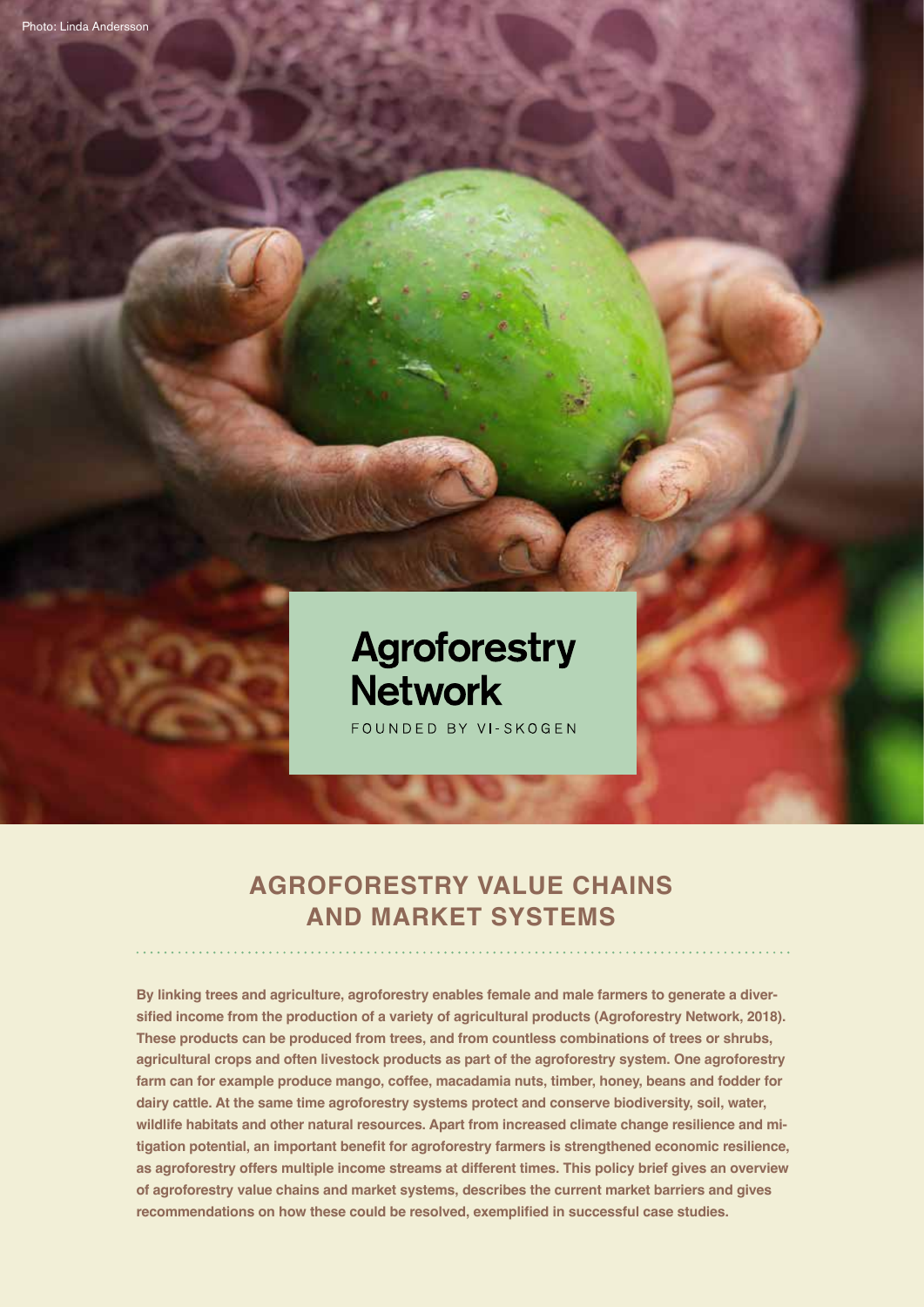Photo: Linda Andersson

**Agroforestry Network**

FOUNDED BY VI-SKOGEN

# AGROFORESTRY VALUE CHAINS AND MARKET SYSTEMS

**By linking trees and agriculture, agroforestry enables female and male farmers to generate a diversified income from the production of a variety of agricultural products (Agroforestry Network, 2018). These products can be produced from trees, and from countless combinations of trees or shrubs, agricultural crops and often livestock products as part of the agroforestry system. One agroforestry farm can for example produce mango, coffee, macadamia nuts, timber, honey, beans and fodder for dairy cattle. At the same time agroforestry systems protect and conserve biodiversity, soil, water, wildlife habitats and other natural resources. Apart from increased climate change resilience and mitigation potential, an important benefit for agroforestry farmers is strengthened economic resilience, as agroforestry offers multiple income streams at different times. This policy brief gives an overview of agroforestry value chains and market systems, describes the current market barriers and gives recommendations on how these could be resolved, exemplified in successful case studies.**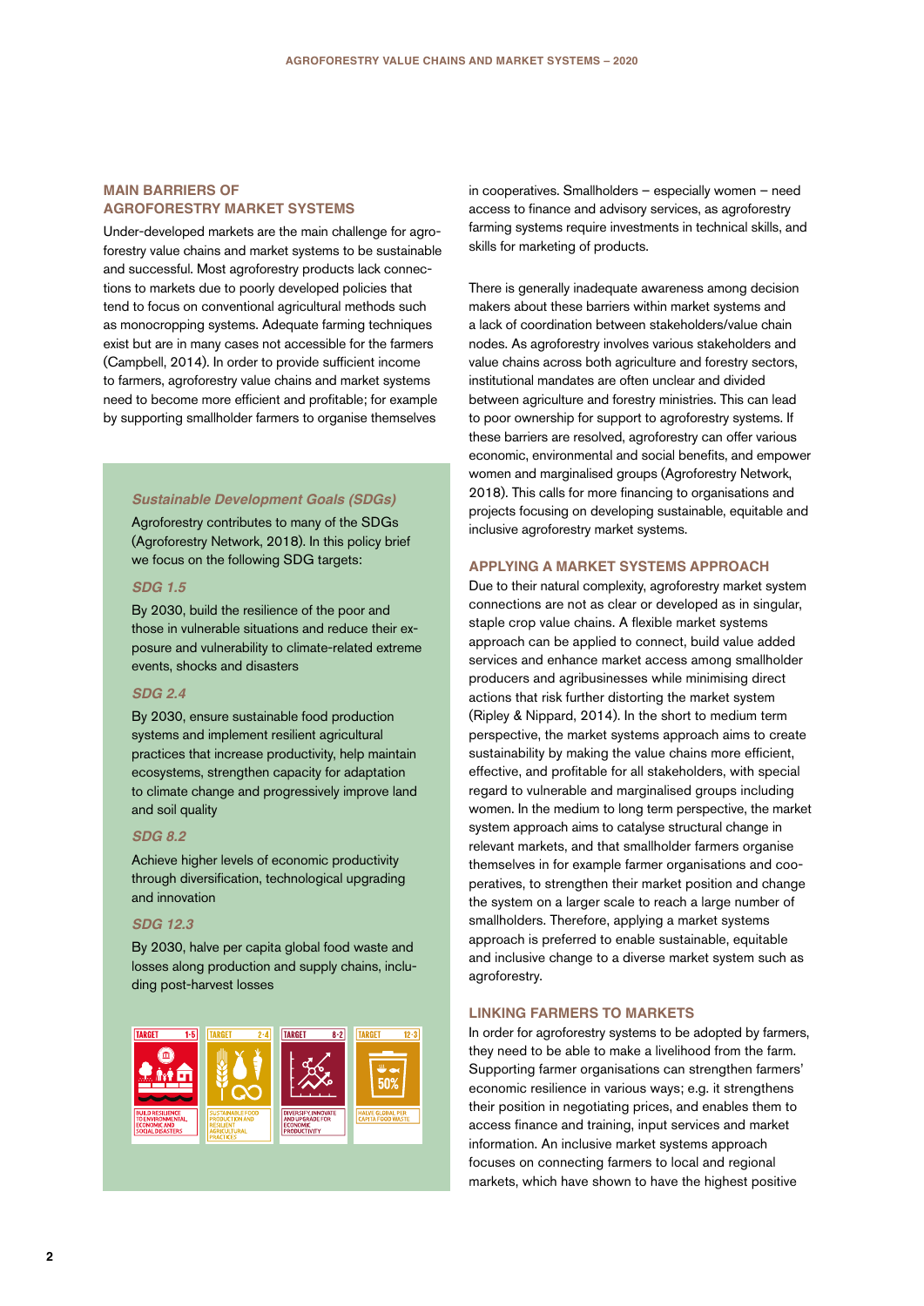## MAIN BARRIERS OF AGROFORESTRY MARKET SYSTEMS

Under-developed markets are the main challenge for agroforestry value chains and market systems to be sustainable and successful. Most agroforestry products lack connections to markets due to poorly developed policies that tend to focus on conventional agricultural methods such as monocropping systems. Adequate farming techniques exist but are in many cases not accessible for the farmers (Campbell, 2014). In order to provide sufficient income to farmers, agroforestry value chains and market systems need to become more efficient and profitable; for example by supporting smallholder farmers to organise themselves in cooperatives. Smallholders – especially women – need access to finance and advisory services, as agroforestry farming systems require investments in technical skills, and skills for marketing of products.

There is generally inadequate awareness among decision makers about these barriers within market systems and a lack of coordination between stakeholders/value chain nodes. As agroforestry involves various stakeholders and value chains across both agriculture and forestry sectors, institutional mandates are often unclear and divided between agriculture and forestry ministries. This can lead to poor ownership for support to agroforestry systems. If these barriers are resolved, agroforestry can offer various economic, environmental and social benefits, and empower women and marginalised groups (Agroforestry Network, 2018). This calls for more financing to organisations and projects focusing on developing sustainable, equitable and inclusive agroforestry market systems.

### *Sustainable Development Goals (SDGs)*

Agroforestry contributes to many of the SDGs (Agroforestry Network, 2018). In this policy brief we focus on the following SDG targets:

#### *SDG 1.5*

By 2030, build the resilience of the poor and those in vulnerable situations and reduce their exposure and vulnerability to climate-related extreme events, shocks and disasters

#### *SDG 2.4*

By 2030, ensure sustainable food production systems and implement resilient agricultural practices that increase productivity, help maintain ecosystems, strengthen capacity for adaptation to climate change and progressively improve land and soil quality

#### *SDG 8.2*

Achieve higher levels of economic productivity through diversification, technological upgrading and innovation

#### *SDG 12.3*

By 2030, halve per capita global food waste and losses along production and supply chains, including post-harvest losses

TARGET 1·5 — BUILD RESILIENCE TO ENVIRONMENTAL, ECONOMIC AND SOCIAL DISASTERS

TARGET 2·4 — SUSTAINABLE FOOD PRODUCTION AND RESILIENT AGRICULTURAL PRACTICES

TARGET 8·2 — DIVERSIFY, INNOVATE AND UPGRADE FOR ECONOMIC PRODUCTIVITY

TARGET 12·3 — HALVE GLOBAL PER CAPITA FOOD WASTE

## APPLYING A MARKET SYSTEMS APPROACH

Due to their natural complexity, agroforestry market system connections are not as clear or developed as in singular, staple crop value chains. A flexible market systems approach can be applied to connect, build value added services and enhance market access among smallholder producers and agribusinesses while minimising direct actions that risk further distorting the market system (Ripley & Nippard, 2014). In the short to medium term perspective, the market systems approach aims to create sustainability by making the value chains more efficient, effective, and profitable for all stakeholders, with special regard to vulnerable and marginalised groups including women. In the medium to long term perspective, the market system approach aims to catalyse structural change in relevant markets, and that smallholder farmers organise themselves in for example farmer organisations and cooperatives, to strengthen their market position and change the system on a larger scale to reach a large number of smallholders. Therefore, applying a market systems approach is preferred to enable sustainable, equitable and inclusive change to a diverse market system such as agroforestry.

## LINKING FARMERS TO MARKETS

In order for agroforestry systems to be adopted by farmers, they need to be able to make a livelihood from the farm. Supporting farmer organisations can strengthen farmers' economic resilience in various ways; e.g. it strengthens their position in negotiating prices, and enables them to access finance and training, input services and market information. An inclusive market systems approach focuses on connecting farmers to local and regional markets, which have shown to have the highest positive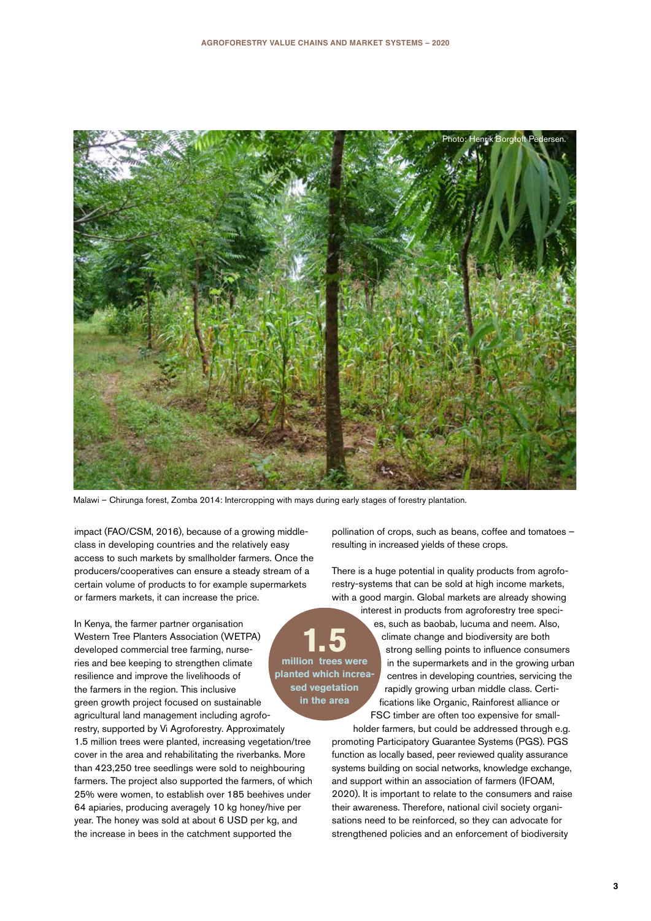Photo: Henrik Borgtoft Pedersen.

Malawi – Chirunga forest, Zomba 2014: Intercropping with mays during early stages of forestry plantation.

impact (FAO/CSM, 2016), because of a growing middle-class in developing countries and the relatively easy access to such markets by smallholder farmers. Once the producers/cooperatives can ensure a steady stream of a certain volume of products to for example supermarkets or farmers markets, it can increase the price.

In Kenya, the farmer partner organisation Western Tree Planters Association (WETPA) developed commercial tree farming, nurseries and bee keeping to strengthen climate resilience and improve the livelihoods of the farmers in the region. This inclusive green growth project focused on sustainable agricultural land management including agroforestry, supported by Vi Agroforestry. Approximately 1.5 million trees were planted, increasing vegetation/tree cover in the area and rehabilitating the riverbanks. More than 423,250 tree seedlings were sold to neighbouring farmers. The project also supported the farmers, of which 25% were women, to establish over 185 beehives under 64 apiaries, producing averagely 10 kg honey/hive per year. The honey was sold at about 6 USD per kg, and the increase in bees in the catchment supported the pollination of crops, such as beans, coffee and tomatoes – resulting in increased yields of these crops.

**1.5**
**million trees were planted which increased vegetation in the area**

There is a huge potential in quality products from agroforestry-systems that can be sold at high income markets, with a good margin. Global markets are already showing interest in products from agroforestry tree species, such as baobab, lucuma and neem. Also, climate change and biodiversity are both strong selling points to influence consumers in the supermarkets and in the growing urban centres in developing countries, servicing the rapidly growing urban middle class. Certifications like Organic, Rainforest alliance or FSC timber are often too expensive for smallholder farmers, but could be addressed through e.g. promoting Participatory Guarantee Systems (PGS). PGS function as locally based, peer reviewed quality assurance systems building on social networks, knowledge exchange, and support within an association of farmers (IFOAM, 2020). It is important to relate to the consumers and raise their awareness. Therefore, national civil society organisations need to be reinforced, so they can advocate for strengthened policies and an enforcement of biodiversity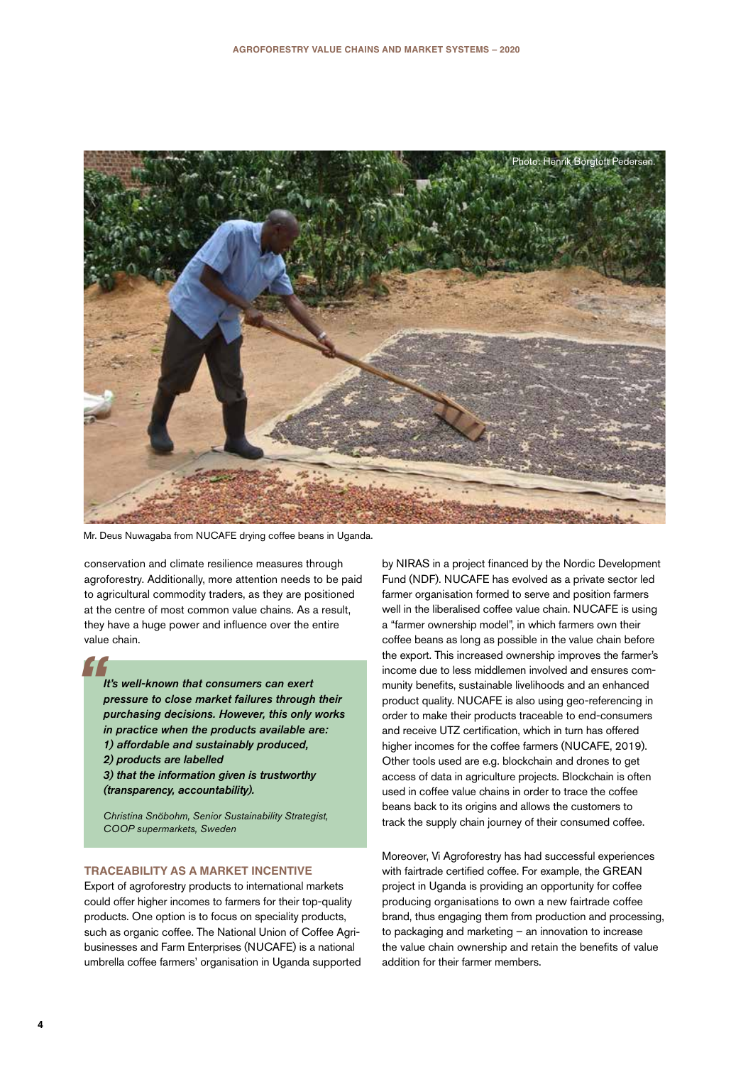Mr. Deus Nuwagaba from NUCAFE drying coffee beans in Uganda.

conservation and climate resilience measures through agroforestry. Additionally, more attention needs to be paid to agricultural commodity traders, as they are positioned at the centre of most common value chains. As a result, they have a huge power and influence over the entire value chain.

> ***It's well-known that consumers can exert pressure to close market failures through their purchasing decisions. However, this only works in practice when the products available are:***
> ***1) affordable and sustainably produced,***
> ***2) products are labelled***
> ***3) that the information given is trustworthy (transparency, accountability).***
>
> *Christina Snöbohm, Senior Sustainability Strategist, COOP supermarkets, Sweden*

## TRACEABILITY AS A MARKET INCENTIVE

Export of agroforestry products to international markets could offer higher incomes to farmers for their top-quality products. One option is to focus on speciality products, such as organic coffee. The National Union of Coffee Agribusinesses and Farm Enterprises (NUCAFE) is a national umbrella coffee farmers' organisation in Uganda supported by NIRAS in a project financed by the Nordic Development Fund (NDF). NUCAFE has evolved as a private sector led farmer organisation formed to serve and position farmers well in the liberalised coffee value chain. NUCAFE is using a "farmer ownership model", in which farmers own their coffee beans as long as possible in the value chain before the export. This increased ownership improves the farmer's income due to less middlemen involved and ensures community benefits, sustainable livelihoods and an enhanced product quality. NUCAFE is also using geo-referencing in order to make their products traceable to end-consumers and receive UTZ certification, which in turn has offered higher incomes for the coffee farmers (NUCAFE, 2019). Other tools used are e.g. blockchain and drones to get access of data in agriculture projects. Blockchain is often used in coffee value chains in order to trace the coffee beans back to its origins and allows the customers to track the supply chain journey of their consumed coffee.

Moreover, Vi Agroforestry has had successful experiences with fairtrade certified coffee. For example, the GREAN project in Uganda is providing an opportunity for coffee producing organisations to own a new fairtrade coffee brand, thus engaging them from production and processing, to packaging and marketing – an innovation to increase the value chain ownership and retain the benefits of value addition for their farmer members.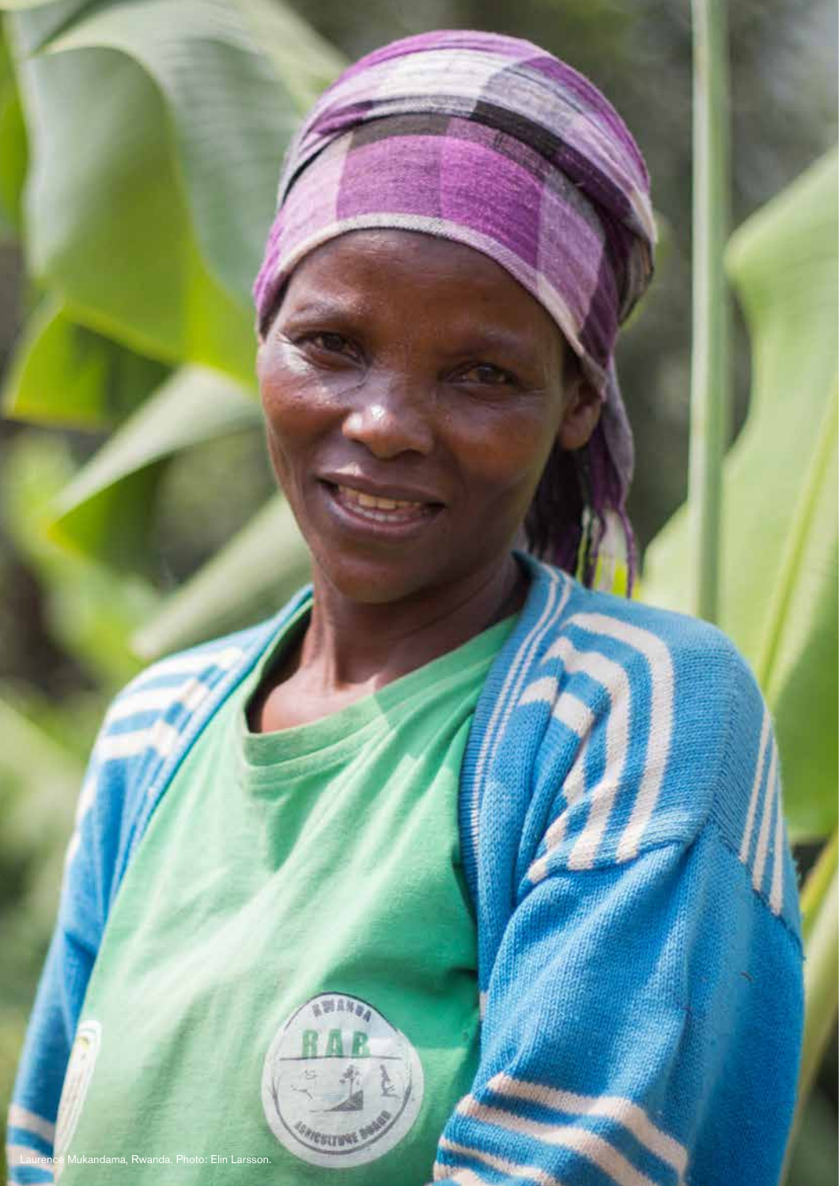Laurence Mukandama, Rwanda. Photo: Elin Larsson.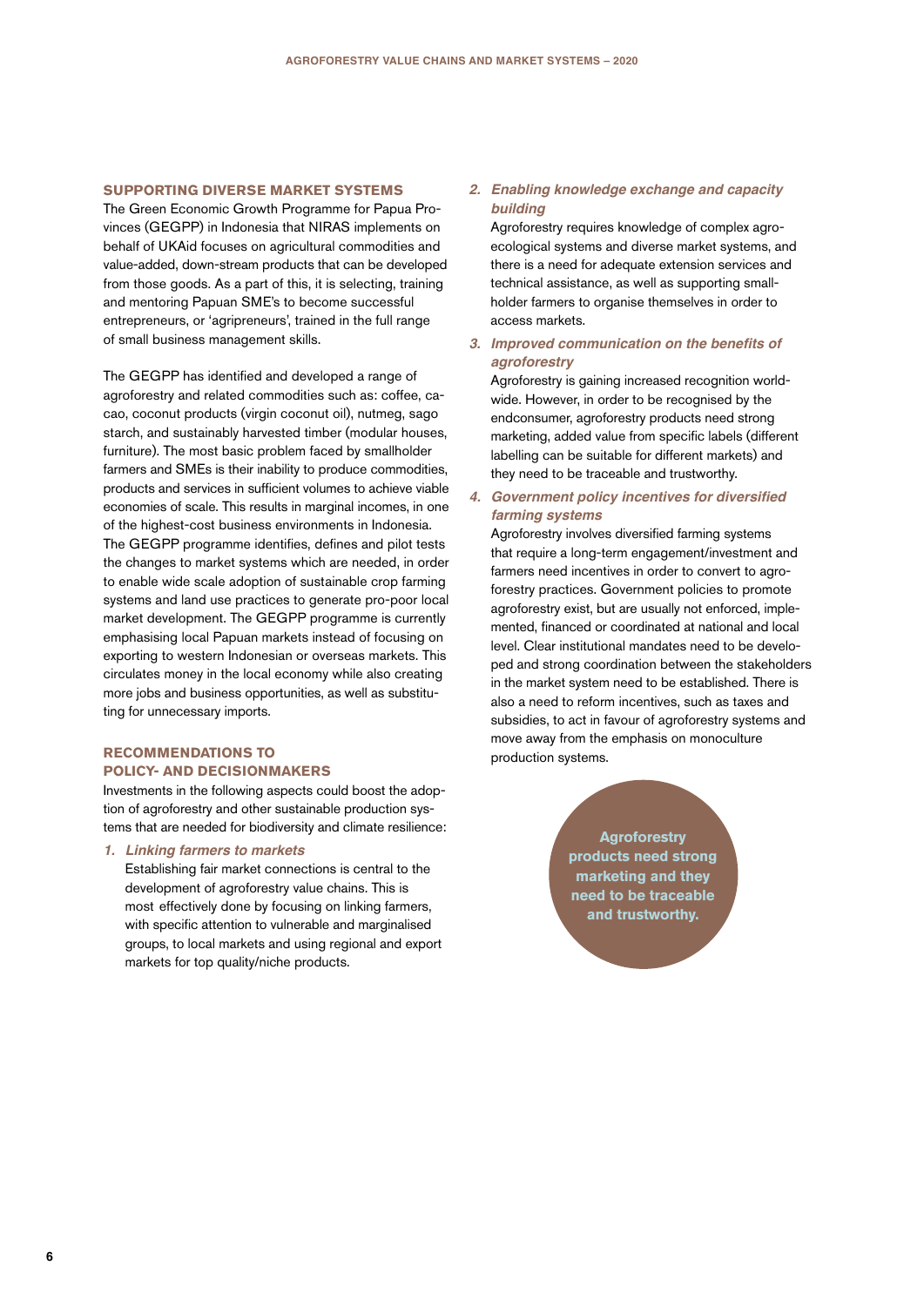## SUPPORTING DIVERSE MARKET SYSTEMS

The Green Economic Growth Programme for Papua Provinces (GEGPP) in Indonesia that NIRAS implements on behalf of UKAid focuses on agricultural commodities and value-added, down-stream products that can be developed from those goods. As a part of this, it is selecting, training and mentoring Papuan SME's to become successful entrepreneurs, or 'agripreneurs', trained in the full range of small business management skills.

The GEGPP has identified and developed a range of agroforestry and related commodities such as: coffee, cacao, coconut products (virgin coconut oil), nutmeg, sago starch, and sustainably harvested timber (modular houses, furniture). The most basic problem faced by smallholder farmers and SMEs is their inability to produce commodities, products and services in sufficient volumes to achieve viable economies of scale. This results in marginal incomes, in one of the highest-cost business environments in Indonesia. The GEGPP programme identifies, defines and pilot tests the changes to market systems which are needed, in order to enable wide scale adoption of sustainable crop farming systems and land use practices to generate pro-poor local market development. The GEGPP programme is currently emphasising local Papuan markets instead of focusing on exporting to western Indonesian or overseas markets. This circulates money in the local economy while also creating more jobs and business opportunities, as well as substituting for unnecessary imports.

## RECOMMENDATIONS TO POLICY- AND DECISIONMAKERS

Investments in the following aspects could boost the adoption of agroforestry and other sustainable production systems that are needed for biodiversity and climate resilience:

1. ***Linking farmers to markets***
   Establishing fair market connections is central to the development of agroforestry value chains. This is most effectively done by focusing on linking farmers, with specific attention to vulnerable and marginalised groups, to local markets and using regional and export markets for top quality/niche products.

2. ***Enabling knowledge exchange and capacity building***
   Agroforestry requires knowledge of complex agro-ecological systems and diverse market systems, and there is a need for adequate extension services and technical assistance, as well as supporting smallholder farmers to organise themselves in order to access markets.

3. ***Improved communication on the benefits of agroforestry***
   Agroforestry is gaining increased recognition worldwide. However, in order to be recognised by the endconsumer, agroforestry products need strong marketing, added value from specific labels (different labelling can be suitable for different markets) and they need to be traceable and trustworthy.

4. ***Government policy incentives for diversified farming systems***
   Agroforestry involves diversified farming systems that require a long-term engagement/investment and farmers need incentives in order to convert to agroforestry practices. Government policies to promote agroforestry exist, but are usually not enforced, implemented, financed or coordinated at national and local level. Clear institutional mandates need to be developed and strong coordination between the stakeholders in the market system need to be established. There is also a need to reform incentives, such as taxes and subsidies, to act in favour of agroforestry systems and move away from the emphasis on monoculture production systems.

**Agroforestry products need strong marketing and they need to be traceable and trustworthy.**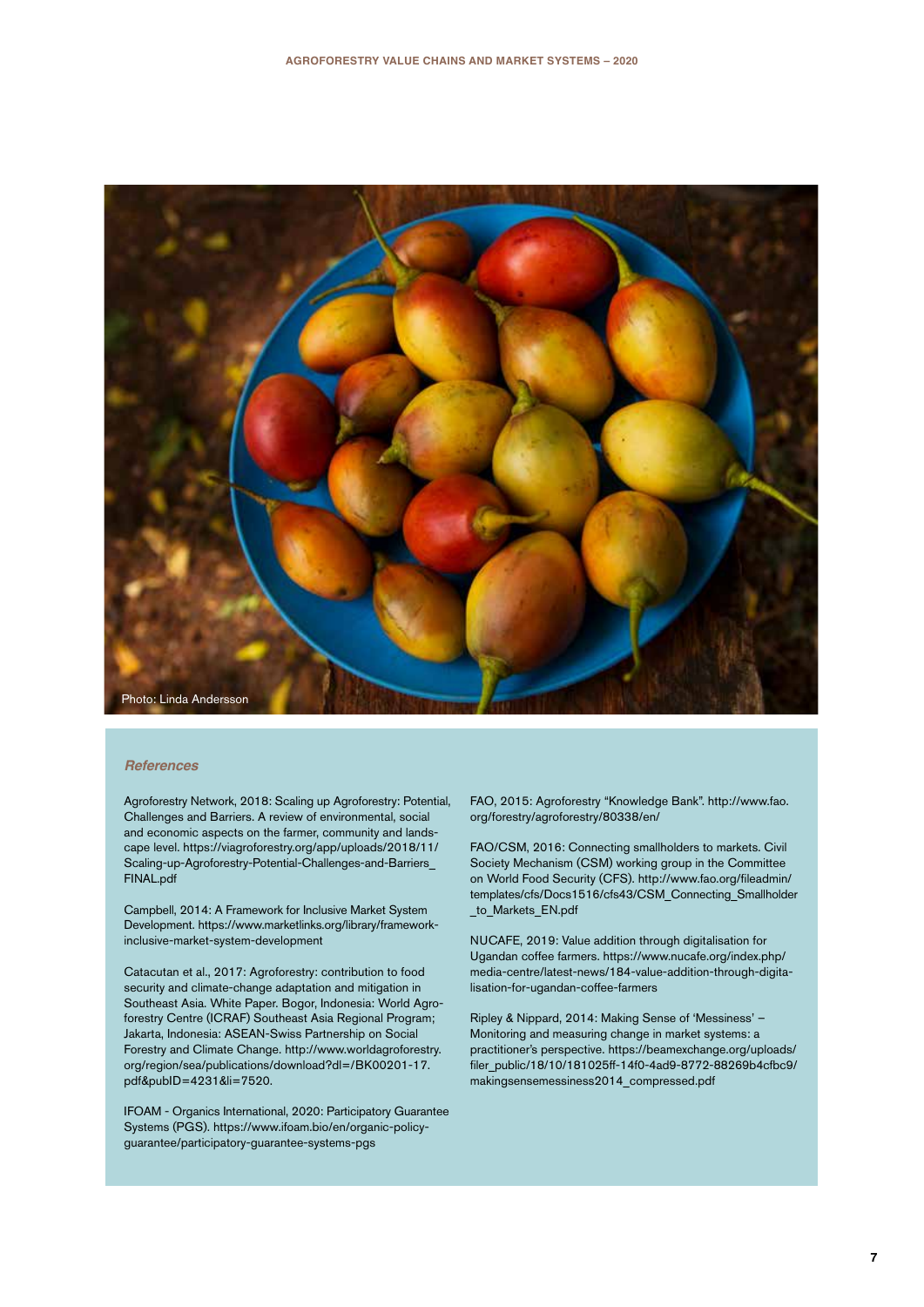Photo: Linda Andersson

### *References*

Agroforestry Network, 2018: Scaling up Agroforestry: Potential, Challenges and Barriers. A review of environmental, social and economic aspects on the farmer, community and landscape level. https://viagroforestry.org/app/uploads/2018/11/Scaling-up-Agroforestry-Potential-Challenges-and-Barriers_FINAL.pdf

Campbell, 2014: A Framework for Inclusive Market System Development. https://www.marketlinks.org/library/framework-inclusive-market-system-development

Catacutan et al., 2017: Agroforestry: contribution to food security and climate-change adaptation and mitigation in Southeast Asia. White Paper. Bogor, Indonesia: World Agroforestry Centre (ICRAF) Southeast Asia Regional Program; Jakarta, Indonesia: ASEAN-Swiss Partnership on Social Forestry and Climate Change. http://www.worldagroforestry.org/region/sea/publications/download?dl=/BK00201-17.pdf&pubID=4231&li=7520.

IFOAM - Organics International, 2020: Participatory Guarantee Systems (PGS). https://www.ifoam.bio/en/organic-policy-guarantee/participatory-guarantee-systems-pgs

FAO, 2015: Agroforestry "Knowledge Bank". http://www.fao.org/forestry/agroforestry/80338/en/

FAO/CSM, 2016: Connecting smallholders to markets. Civil Society Mechanism (CSM) working group in the Committee on World Food Security (CFS). http://www.fao.org/fileadmin/templates/cfs/Docs1516/cfs43/CSM_Connecting_Smallholder_to_Markets_EN.pdf

NUCAFE, 2019: Value addition through digitalisation for Ugandan coffee farmers. https://www.nucafe.org/index.php/media-centre/latest-news/184-value-addition-through-digitalisation-for-ugandan-coffee-farmers

Ripley & Nippard, 2014: Making Sense of 'Messiness' – Monitoring and measuring change in market systems: a practitioner's perspective. https://beamexchange.org/uploads/filer_public/18/10/181025ff-14f0-4ad9-8772-88269b4cfbc9/makingsensemessiness2014_compressed.pdf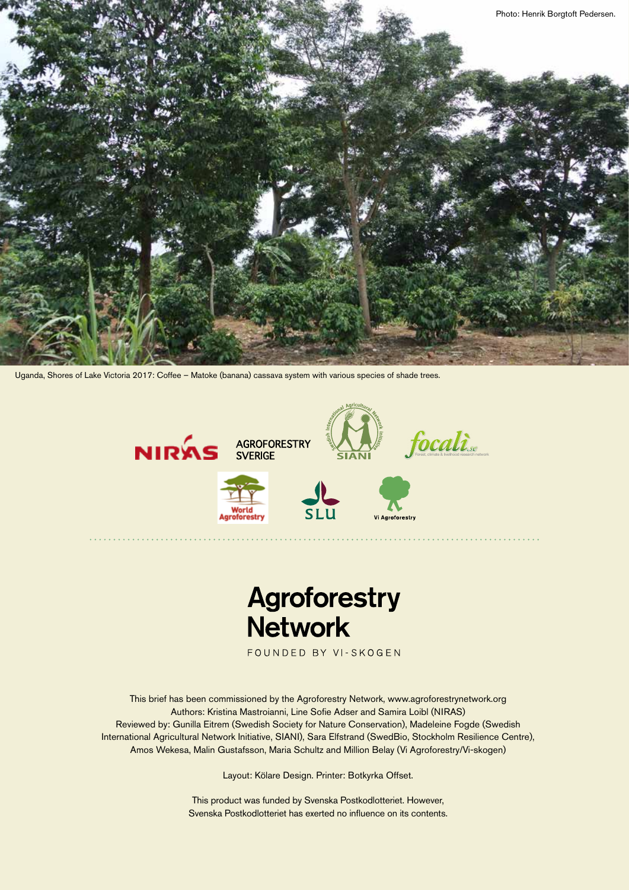Photo: Henrik Borgtoft Pedersen.

Uganda, Shores of Lake Victoria 2017: Coffee – Matoke (banana) cassava system with various species of shade trees.

# Agroforestry Network

FOUNDED BY VI-SKOGEN

This brief has been commissioned by the Agroforestry Network, www.agroforestrynetwork.org
Authors: Kristina Mastroianni, Line Sofie Adser and Samira Loibl (NIRAS)
Reviewed by: Gunilla Eitrem (Swedish Society for Nature Conservation), Madeleine Fogde (Swedish International Agricultural Network Initiative, SIANI), Sara Elfstrand (SwedBio, Stockholm Resilience Centre), Amos Wekesa, Malin Gustafsson, Maria Schultz and Million Belay (Vi Agroforestry/Vi-skogen)

Layout: Kölare Design. Printer: Botkyrka Offset.

This product was funded by Svenska Postkodlotteriet. However, Svenska Postkodlotteriet has exerted no influence on its contents.